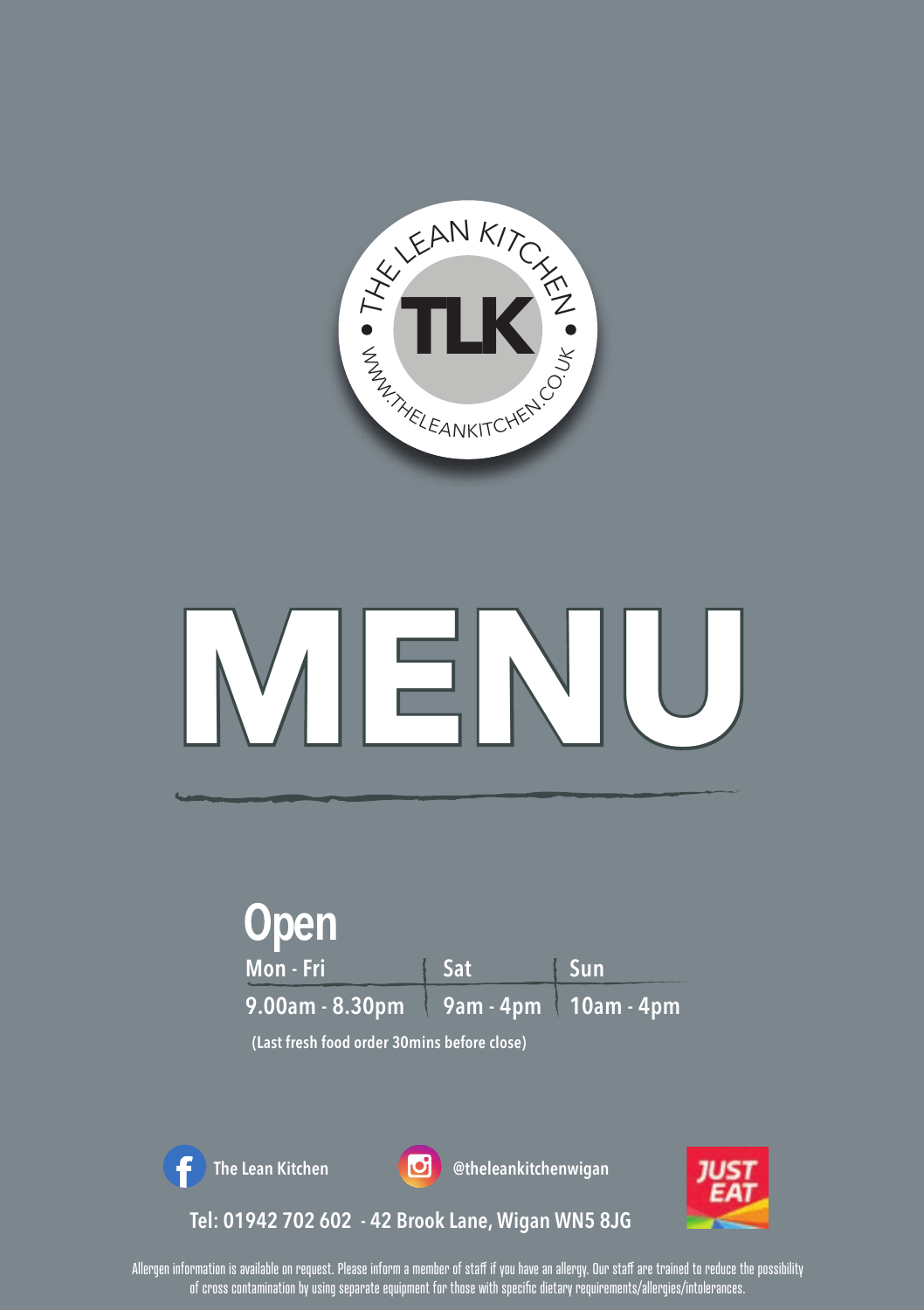THE LEAN KITCHEN

TLK

WWW.THELEANKITCHEN.CO.UK

# MENU

## Open

| Mon - Fri | Sat | Sun |
|---|---|---|
| 9.00am - 8.30pm | 9am - 4pm | 10am - 4pm |

(Last fresh food order 30mins before close)

The Lean Kitchen

@theleankitchenwigan

JUST EAT

Tel: 01942 702 602 - 42 Brook Lane, Wigan WN5 8JG

Allergen information is available on request. Please inform a member of staff if you have an allergy. Our staff are trained to reduce the possibility of cross contamination by using separate equipment for those with specific dietary requirements/allergies/intolerances.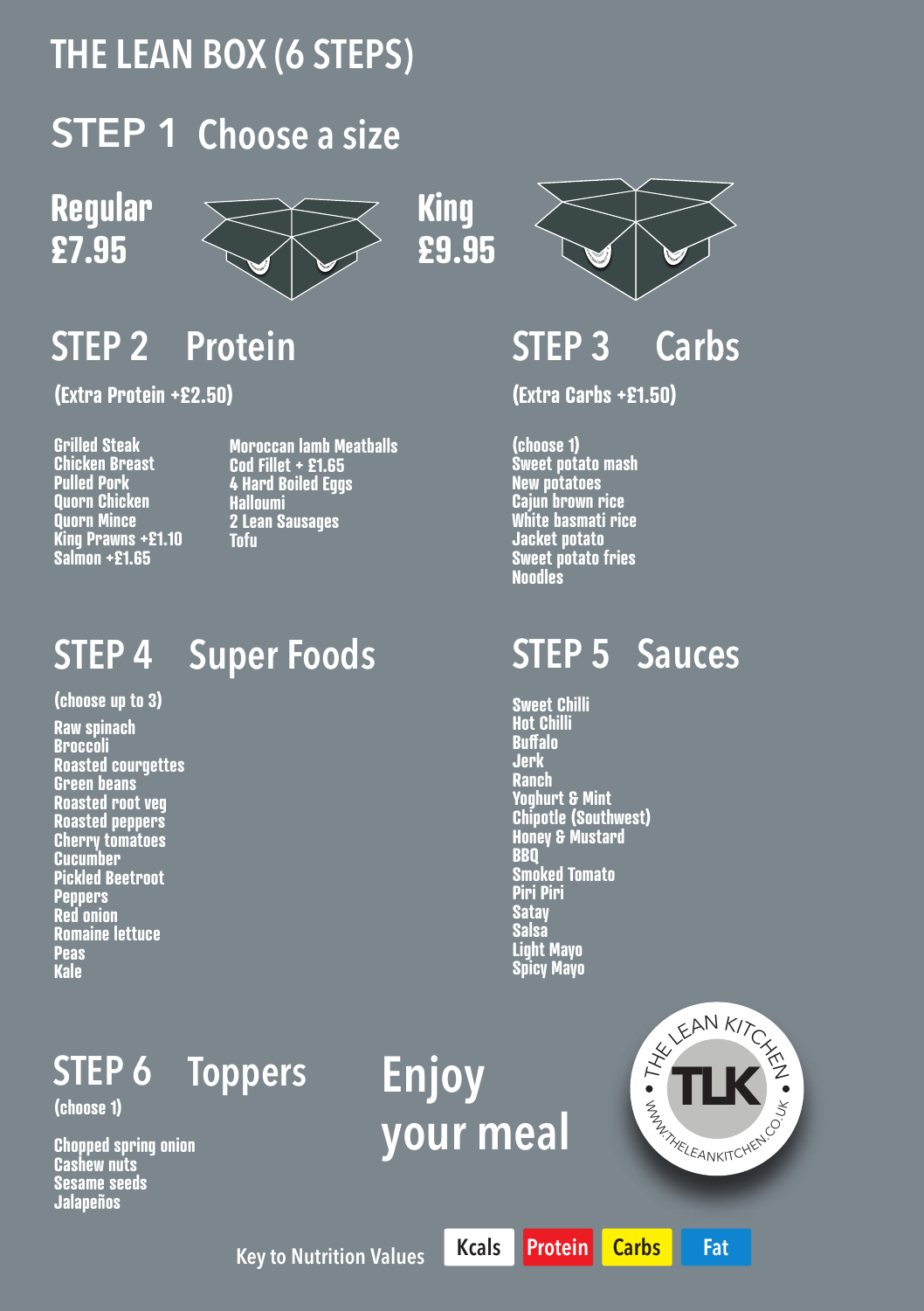# THE LEAN BOX (6 STEPS)

## STEP 1 Choose a size

**Regular £7.95**

**King £9.95**

## STEP 2 Protein

(Extra Protein +£2.50)

- Grilled Steak
- Chicken Breast
- Pulled Pork
- Quorn Chicken
- Quorn Mince
- King Prawns +£1.10
- Salmon +£1.65
- Moroccan lamb Meatballs
- Cod Fillet + £1.65
- 4 Hard Boiled Eggs
- Halloumi
- 2 Lean Sausages
- Tofu

## STEP 3 Carbs

(Extra Carbs +£1.50)

(choose 1)

- Sweet potato mash
- New potatoes
- Cajun brown rice
- White basmati rice
- Jacket potato
- Sweet potato fries
- Noodles

## STEP 4 Super Foods

(choose up to 3)

- Raw spinach
- Broccoli
- Roasted courgettes
- Green beans
- Roasted root veg
- Roasted peppers
- Cherry tomatoes
- Cucumber
- Pickled Beetroot
- Peppers
- Red onion
- Romaine lettuce
- Peas
- Kale

## STEP 5 Sauces

- Sweet Chilli
- Hot Chilli
- Buffalo
- Jerk
- Ranch
- Yoghurt & Mint
- Chipotle (Southwest)
- Honey & Mustard
- BBQ
- Smoked Tomato
- Piri Piri
- Satay
- Salsa
- Light Mayo
- Spicy Mayo

## STEP 6 Toppers

(choose 1)

- Chopped spring onion
- Cashew nuts
- Sesame seeds
- Jalapeños

**Enjoy your meal**

THE LEAN KITCHEN
TLK
WWW.THELEANKITCHEN.CO.UK

Key to Nutrition Values: Kcals | Protein | Carbs | Fat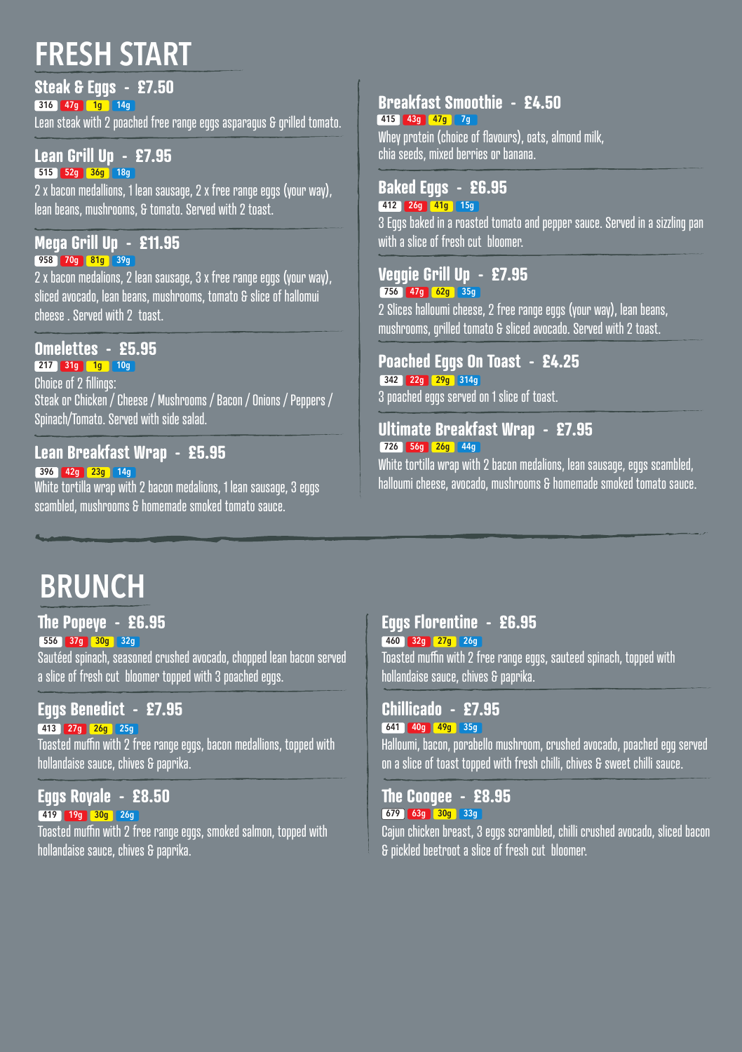# FRESH START

### Steak & Eggs - £7.50

316 | 47g | 1g | 14g

Lean steak with 2 poached free range eggs asparagus & grilled tomato.

### Lean Grill Up - £7.95

515 | 52g | 36g | 18g

2 x bacon medallions, 1 lean sausage, 2 x free range eggs (your way), lean beans, mushrooms, & tomato. Served with 2 toast.

### Mega Grill Up - £11.95

958 | 70g | 81g | 39g

2 x bacon medalions, 2 lean sausage, 3 x free range eggs (your way), sliced avocado, lean beans, mushrooms, tomato & slice of hallomui cheese . Served with 2 toast.

### Omelettes - £5.95

217 | 31g | 1g | 10g

Choice of 2 fillings:
Steak or Chicken / Cheese / Mushrooms / Bacon / Onions / Peppers / Spinach/Tomato. Served with side salad.

### Lean Breakfast Wrap - £5.95

396 | 42g | 23g | 14g

White tortilla wrap with 2 bacon medalions, 1 lean sausage, 3 eggs scambled, mushrooms & homemade smoked tomato sauce.

### Breakfast Smoothie - £4.50

415 | 43g | 47g | 7g

Whey protein (choice of flavours), oats, almond milk, chia seeds, mixed berries or banana.

### Baked Eggs - £6.95

412 | 26g | 41g | 15g

3 Eggs baked in a roasted tomato and pepper sauce. Served in a sizzling pan with a slice of fresh cut bloomer.

### Veggie Grill Up - £7.95

756 | 47g | 62g | 35g

2 Slices halloumi cheese, 2 free range eggs (your way), lean beans, mushrooms, grilled tomato & sliced avocado. Served with 2 toast.

### Poached Eggs On Toast - £4.25

342 | 22g | 29g | 314g

3 poached eggs served on 1 slice of toast.

### Ultimate Breakfast Wrap - £7.95

726 | 56g | 26g | 44g

White tortilla wrap with 2 bacon medalions, lean sausage, eggs scambled, halloumi cheese, avocado, mushrooms & homemade smoked tomato sauce.

# BRUNCH

### The Popeye - £6.95

556 | 37g | 30g | 32g

Sautéed spinach, seasoned crushed avocado, chopped lean bacon served a slice of fresh cut bloomer topped with 3 poached eggs.

### Eggs Benedict - £7.95

413 | 27g | 26g | 25g

Toasted muffin with 2 free range eggs, bacon medallions, topped with hollandaise sauce, chives & paprika.

### Eggs Royale - £8.50

419 | 19g | 30g | 26g

Toasted muffin with 2 free range eggs, smoked salmon, topped with hollandaise sauce, chives & paprika.

### Eggs Florentine - £6.95

460 | 32g | 27g | 26g

Toasted muffin with 2 free range eggs, sauteed spinach, topped with hollandaise sauce, chives & paprika.

### Chillicado - £7.95

641 | 40g | 49g | 35g

Halloumi, bacon, porabello mushroom, crushed avocado, poached egg served on a slice of toast topped with fresh chilli, chives & sweet chilli sauce.

### The Coogee - £8.95

679 | 63g | 30g | 33g

Cajun chicken breast, 3 eggs scrambled, chilli crushed avocado, sliced bacon & pickled beetroot a slice of fresh cut bloomer.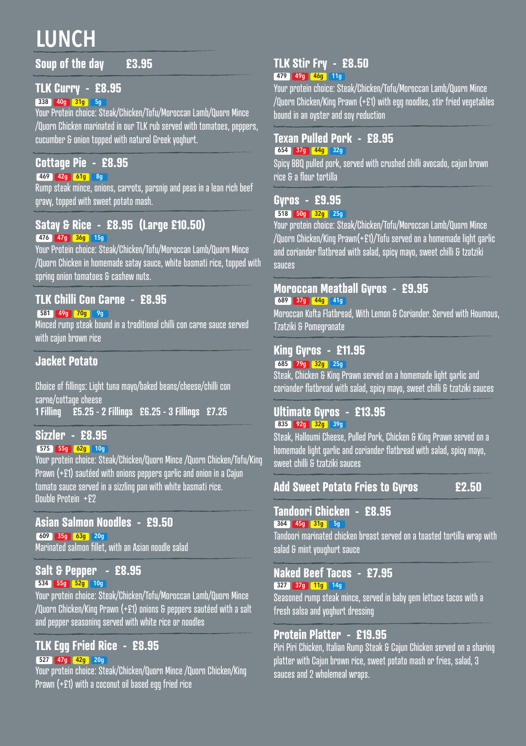# LUNCH

## Soup of the day £3.95

## TLK Curry - £8.95

338 40g 31g 5g

Your Protein choice: Steak/Chicken/Tofu/Moroccan Lamb/Quorn Mince /Quorn Chicken marinated in our TLK rub served with tomatoes, peppers, cucumber & onion topped with natural Greek yoghurt.

## Cottage Pie - £8.95

469 42g 61g 8g

Rump steak mince, onions, carrots, parsnip and peas in a lean rich beef gravy, topped with sweet potato mash.

## Satay & Rice - £8.95 (Large £10.50)

476 47g 36g 15g

Your Protein choice: Steak/Chicken/Tofu/Moroccan Lamb/Quorn Mince /Quorn Chicken in homemade satay sauce, white basmati rice, topped with spring onion tomatoes & cashew nuts.

## TLK Chilli Con Carne - £8.95

581 49g 70g 9g

Minced rump steak bound in a traditional chilli con carne sauce served with cajun brown rice

## Jacket Potato

Choice of fillings: Light tuna mayo/baked beans/cheese/chilli con carne/cottage cheese

1 Filling £5.25 - 2 Fillings £6.25 - 3 Fillings £7.25

## Sizzler - £8.95

575 55g 62g 10g

Your protein choice: Steak/Chicken/Quorn Mince /Quorn Chicken/Tofu/King Prawn (+£1) sautéed with onions peppers garlic and onion in a Cajun tomato sauce served in a sizzling pan with white basmati rice.
Double Protein +£2

## Asian Salmon Noodles - £9.50

609 35g 63g 20g

Marinated salmon fillet, with an Asian noodle salad

## Salt & Pepper - £8.95

534 55g 52g 10g

Your protein choice: Steak/Chicken/Tofu/Moroccan Lamb/Quorn Mince /Quorn Chicken/King Prawn (+£1) onions & peppers sautéed with a salt and pepper seasoning served with white rice or noodles

## TLK Egg Fried Rice - £8.95

527 47g 42g 20g

Your protein choice: Steak/Chicken/Quorn Mince /Quorn Chicken/King Prawn (+£1) with a coconut oil based egg fried rice

## TLK Stir Fry - £8.50

479 49g 46g 11g

Your protein choice: Steak/Chicken/Tofu/Moroccan Lamb/Quorn Mince /Quorn Chicken/King Prawn (+£1) with egg noodles, stir fried vegetables bound in an oyster and soy reduction

## Texan Pulled Pork - £8.95

654 37g 44g 32g

Spicy BBQ pulled pork, served with crushed chilli avocado, cajun brown rice & a flour tortilla

## Gyros - £9.95

518 50g 32g 25g

Your protein choice: Steak/Chicken/Tofu/Moroccan Lamb/Quorn Mince /Quorn Chicken/King Prawn(+£1)/Tofu served on a homemade light garlic and coriander flatbread with salad, spicy mayo, sweet chilli & tzatziki sauces

## Moroccan Meatball Gyros - £9.95

689 37g 44g 41g

Moroccan Kofta Flatbread, With Lemon & Coriander. Served with Houmous, Tzatziki & Pomegranate

## King Gyros - £11.95

685 79g 32g 25g

Steak, Chicken & King Prawn served on a homemade light garlic and coriander flatbread with salad, spicy mayo, sweet chilli & tzatziki sauces

## Ultimate Gyros - £13.95

835 92g 32g 39g

Steak, Halloumi Cheese, Pulled Pork, Chicken & King Prawn served on a homemade light garlic and coriander flatbread with salad, spicy mayo, sweet chilli & tzatziki sauces

## Add Sweet Potato Fries to Gyros £2.50

## Tandoori Chicken - £8.95

364 45g 31g 5g

Tandoori marinated chicken breast served on a toasted tortilla wrap with salad & mint youghurt sauce

## Naked Beef Tacos - £7.95

327 37g 11g 14g

Seasoned rump steak mince, served in baby gem lettuce tacos with a fresh salsa and yoghurt dressing

## Protein Platter - £19.95

Piri Piri Chicken, Italian Rump Steak & Cajun Chicken served on a sharing platter with Cajun brown rice, sweet potato mash or fries, salad, 3 sauces and 2 wholemeal wraps.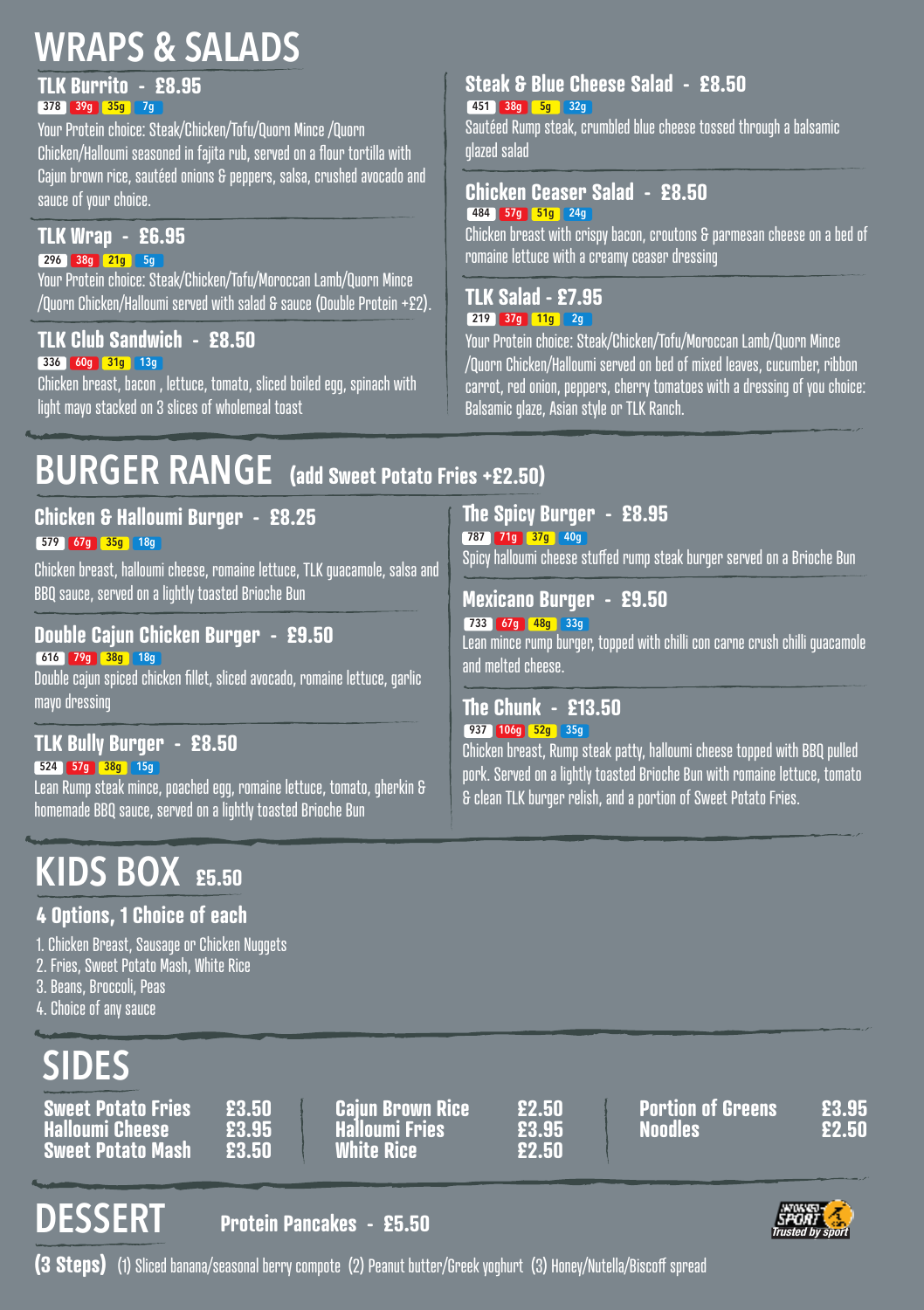# WRAPS & SALADS

### TLK Burrito - £8.95

378 | 39g | 35g | 7g

Your Protein choice: Steak/Chicken/Tofu/Quorn Mince /Quorn Chicken/Halloumi seasoned in fajita rub, served on a flour tortilla with Cajun brown rice, sautéed onions & peppers, salsa, crushed avocado and sauce of your choice.

### TLK Wrap - £6.95

296 | 38g | 21g | 5g

Your Protein choice: Steak/Chicken/Tofu/Moroccan Lamb/Quorn Mince /Quorn Chicken/Halloumi served with salad & sauce (Double Protein +£2).

### TLK Club Sandwich - £8.50

336 | 60g | 31g | 13g

Chicken breast, bacon , lettuce, tomato, sliced boiled egg, spinach with light mayo stacked on 3 slices of wholemeal toast

### Steak & Blue Cheese Salad - £8.50

451 | 38g | 5g | 32g

Sautéed Rump steak, crumbled blue cheese tossed through a balsamic glazed salad

### Chicken Ceaser Salad - £8.50

484 | 57g | 51g | 24g

Chicken breast with crispy bacon, croutons & parmesan cheese on a bed of romaine lettuce with a creamy ceaser dressing

### TLK Salad - £7.95

219 | 37g | 11g | 2g

Your Protein choice: Steak/Chicken/Tofu/Moroccan Lamb/Quorn Mince /Quorn Chicken/Halloumi served on bed of mixed leaves, cucumber, ribbon carrot, red onion, peppers, cherry tomatoes with a dressing of you choice: Balsamic glaze, Asian style or TLK Ranch.

# BURGER RANGE (add Sweet Potato Fries +£2.50)

### Chicken & Halloumi Burger - £8.25

579 | 67g | 35g | 18g

Chicken breast, halloumi cheese, romaine lettuce, TLK guacamole, salsa and BBQ sauce, served on a lightly toasted Brioche Bun

### Double Cajun Chicken Burger - £9.50

616 | 79g | 38g | 18g

Double cajun spiced chicken fillet, sliced avocado, romaine lettuce, garlic mayo dressing

### TLK Bully Burger - £8.50

524 | 57g | 38g | 15g

Lean Rump steak mince, poached egg, romaine lettuce, tomato, gherkin & homemade BBQ sauce, served on a lightly toasted Brioche Bun

### The Spicy Burger - £8.95

787 | 71g | 37g | 40g

Spicy halloumi cheese stuffed rump steak burger served on a Brioche Bun

### Mexicano Burger - £9.50

733 | 67g | 48g | 33g

Lean mince rump burger, topped with chilli con carne crush chilli guacamole and melted cheese.

### The Chunk - £13.50

937 | 106g | 52g | 35g

Chicken breast, Rump steak patty, halloumi cheese topped with BBQ pulled pork. Served on a lightly toasted Brioche Bun with romaine lettuce, tomato & clean TLK burger relish, and a portion of Sweet Potato Fries.

# KIDS BOX £5.50

### 4 Options, 1 Choice of each

1. Chicken Breast, Sausage or Chicken Nuggets
2. Fries, Sweet Potato Mash, White Rice
3. Beans, Broccoli, Peas
4. Choice of any sauce

# SIDES

| | |
|---|---|
| **Sweet Potato Fries** | **£3.50** |
| **Halloumi Cheese** | **£3.95** |
| **Sweet Potato Mash** | **£3.50** |
| **Cajun Brown Rice** | **£2.50** |
| **Halloumi Fries** | **£3.95** |
| **White Rice** | **£2.50** |
| **Portion of Greens** | **£3.95** |
| **Noodles** | **£2.50** |

# DESSERT

### Protein Pancakes - £5.50

**(3 Steps)** (1) Sliced banana/seasonal berry compote (2) Peanut butter/Greek yoghurt (3) Honey/Nutella/Biscoff spread

SPORT Trusted by sport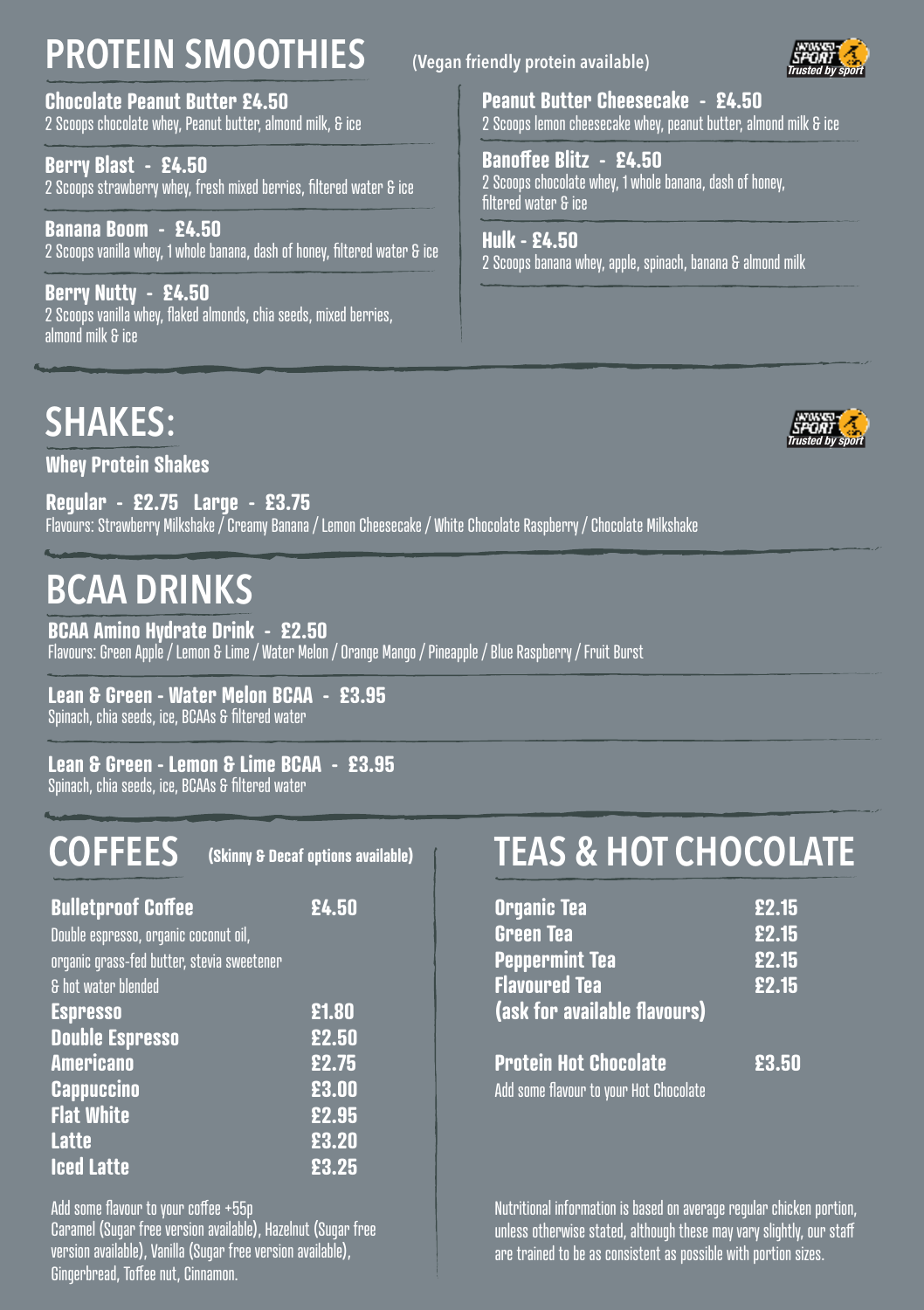# PROTEIN SMOOTHIES

(Vegan friendly protein available)

**Chocolate Peanut Butter £4.50**
2 Scoops chocolate whey, Peanut butter, almond milk, & ice

**Berry Blast - £4.50**
2 Scoops strawberry whey, fresh mixed berries, filtered water & ice

**Banana Boom - £4.50**
2 Scoops vanilla whey, 1 whole banana, dash of honey, filtered water & ice

**Berry Nutty - £4.50**
2 Scoops vanilla whey, flaked almonds, chia seeds, mixed berries, almond milk & ice

**Peanut Butter Cheesecake - £4.50**
2 Scoops lemon cheesecake whey, peanut butter, almond milk & ice

**Banoffee Blitz - £4.50**
2 Scoops chocolate whey, 1 whole banana, dash of honey, filtered water & ice

**Hulk - £4.50**
2 Scoops banana whey, apple, spinach, banana & almond milk

# SHAKES:

**Whey Protein Shakes**

**Regular - £2.75 Large - £3.75**
Flavours: Strawberry Milkshake / Creamy Banana / Lemon Cheesecake / White Chocolate Raspberry / Chocolate Milkshake

# BCAA DRINKS

**BCAA Amino Hydrate Drink - £2.50**
Flavours: Green Apple / Lemon & Lime / Water Melon / Orange Mango / Pineapple / Blue Raspberry / Fruit Burst

**Lean & Green - Water Melon BCAA - £3.95**
Spinach, chia seeds, ice, BCAAs & filtered water

**Lean & Green - Lemon & Lime BCAA - £3.95**
Spinach, chia seeds, ice, BCAAs & filtered water

# COFFEES

**(Skinny & Decaf options available)**

| | |
|---|---|
| **Bulletproof Coffee** | **£4.50** |
| Double espresso, organic coconut oil, organic grass-fed butter, stevia sweetener & hot water blended | |
| **Espresso** | **£1.80** |
| **Double Espresso** | **£2.50** |
| **Americano** | **£2.75** |
| **Cappuccino** | **£3.00** |
| **Flat White** | **£2.95** |
| **Latte** | **£3.20** |
| **Iced Latte** | **£3.25** |

Add some flavour to your coffee +55p
Caramel (Sugar free version available), Hazelnut (Sugar free version available), Vanilla (Sugar free version available), Gingerbread, Toffee nut, Cinnamon.

# TEAS & HOT CHOCOLATE

| | |
|---|---|
| **Organic Tea** | **£2.15** |
| **Green Tea** | **£2.15** |
| **Peppermint Tea** | **£2.15** |
| **Flavoured Tea** | **£2.15** |
| **(ask for available flavours)** | |
| **Protein Hot Chocolate** | **£3.50** |
| Add some flavour to your Hot Chocolate | |

Nutritional information is based on average regular chicken portion, unless otherwise stated, although these may vary slightly, our staff are trained to be as consistent as possible with portion sizes.